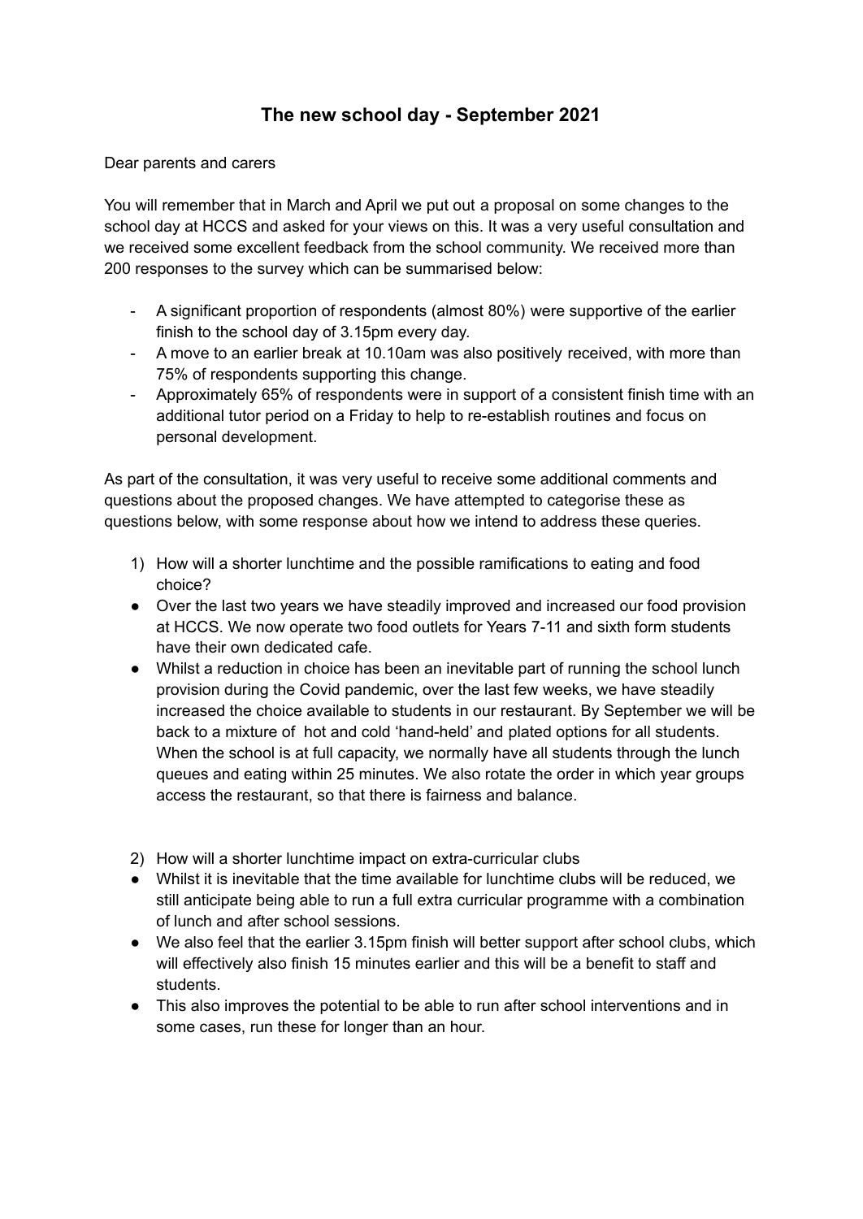# The new school day - September 2021

Dear parents and carers

You will remember that in March and April we put out a proposal on some changes to the school day at HCCS and asked for your views on this. It was a very useful consultation and we received some excellent feedback from the school community. We received more than 200 responses to the survey which can be summarised below:

- A significant proportion of respondents (almost 80%) were supportive of the earlier finish to the school day of 3.15pm every day.
- A move to an earlier break at 10.10am was also positively received, with more than 75% of respondents supporting this change.
- Approximately 65% of respondents were in support of a consistent finish time with an additional tutor period on a Friday to help to re-establish routines and focus on personal development.

As part of the consultation, it was very useful to receive some additional comments and questions about the proposed changes. We have attempted to categorise these as questions below, with some response about how we intend to address these queries.

1) How will a shorter lunchtime and the possible ramifications to eating and food choice?

- Over the last two years we have steadily improved and increased our food provision at HCCS. We now operate two food outlets for Years 7-11 and sixth form students have their own dedicated cafe.
- Whilst a reduction in choice has been an inevitable part of running the school lunch provision during the Covid pandemic, over the last few weeks, we have steadily increased the choice available to students in our restaurant. By September we will be back to a mixture of hot and cold 'hand-held' and plated options for all students. When the school is at full capacity, we normally have all students through the lunch queues and eating within 25 minutes. We also rotate the order in which year groups access the restaurant, so that there is fairness and balance.

2) How will a shorter lunchtime impact on extra-curricular clubs

- Whilst it is inevitable that the time available for lunchtime clubs will be reduced, we still anticipate being able to run a full extra curricular programme with a combination of lunch and after school sessions.
- We also feel that the earlier 3.15pm finish will better support after school clubs, which will effectively also finish 15 minutes earlier and this will be a benefit to staff and students.
- This also improves the potential to be able to run after school interventions and in some cases, run these for longer than an hour.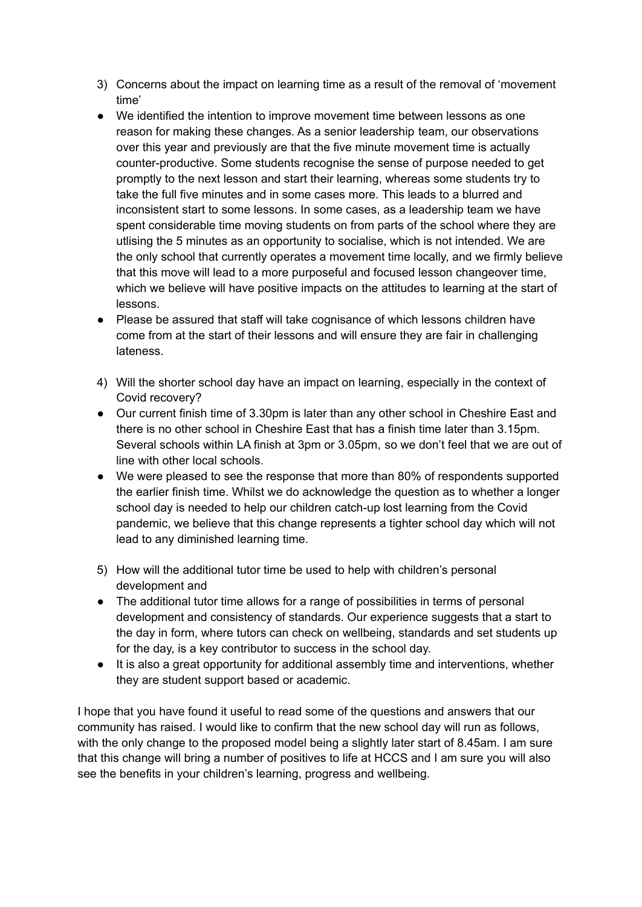3) Concerns about the impact on learning time as a result of the removal of 'movement time'

- We identified the intention to improve movement time between lessons as one reason for making these changes. As a senior leadership team, our observations over this year and previously are that the five minute movement time is actually counter-productive. Some students recognise the sense of purpose needed to get promptly to the next lesson and start their learning, whereas some students try to take the full five minutes and in some cases more. This leads to a blurred and inconsistent start to some lessons. In some cases, as a leadership team we have spent considerable time moving students on from parts of the school where they are utlising the 5 minutes as an opportunity to socialise, which is not intended. We are the only school that currently operates a movement time locally, and we firmly believe that this move will lead to a more purposeful and focused lesson changeover time, which we believe will have positive impacts on the attitudes to learning at the start of lessons.
- Please be assured that staff will take cognisance of which lessons children have come from at the start of their lessons and will ensure they are fair in challenging lateness.

4) Will the shorter school day have an impact on learning, especially in the context of Covid recovery?

- Our current finish time of 3.30pm is later than any other school in Cheshire East and there is no other school in Cheshire East that has a finish time later than 3.15pm. Several schools within LA finish at 3pm or 3.05pm, so we don't feel that we are out of line with other local schools.
- We were pleased to see the response that more than 80% of respondents supported the earlier finish time. Whilst we do acknowledge the question as to whether a longer school day is needed to help our children catch-up lost learning from the Covid pandemic, we believe that this change represents a tighter school day which will not lead to any diminished learning time.

5) How will the additional tutor time be used to help with children's personal development and

- The additional tutor time allows for a range of possibilities in terms of personal development and consistency of standards. Our experience suggests that a start to the day in form, where tutors can check on wellbeing, standards and set students up for the day, is a key contributor to success in the school day.
- It is also a great opportunity for additional assembly time and interventions, whether they are student support based or academic.

I hope that you have found it useful to read some of the questions and answers that our community has raised. I would like to confirm that the new school day will run as follows, with the only change to the proposed model being a slightly later start of 8.45am. I am sure that this change will bring a number of positives to life at HCCS and I am sure you will also see the benefits in your children's learning, progress and wellbeing.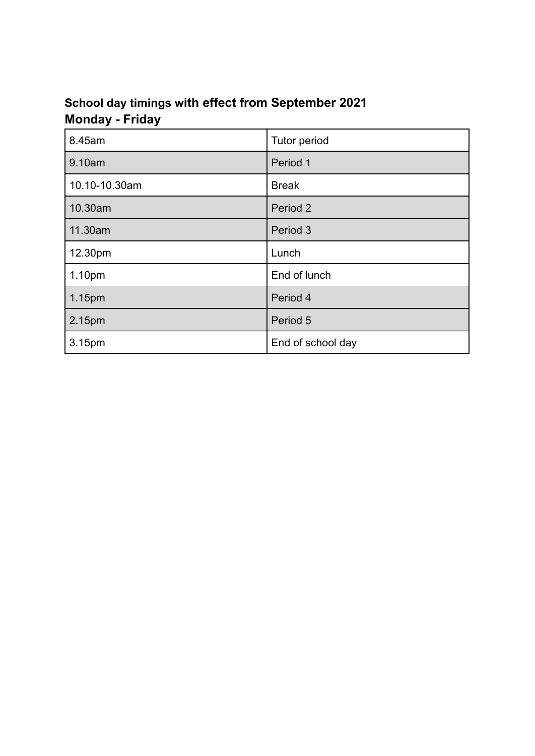**School day timings with effect from September 2021**
**Monday - Friday**

| | |
|---|---|
| 8.45am | Tutor period |
| 9.10am | Period 1 |
| 10.10-10.30am | Break |
| 10.30am | Period 2 |
| 11.30am | Period 3 |
| 12.30pm | Lunch |
| 1.10pm | End of lunch |
| 1.15pm | Period 4 |
| 2.15pm | Period 5 |
| 3.15pm | End of school day |